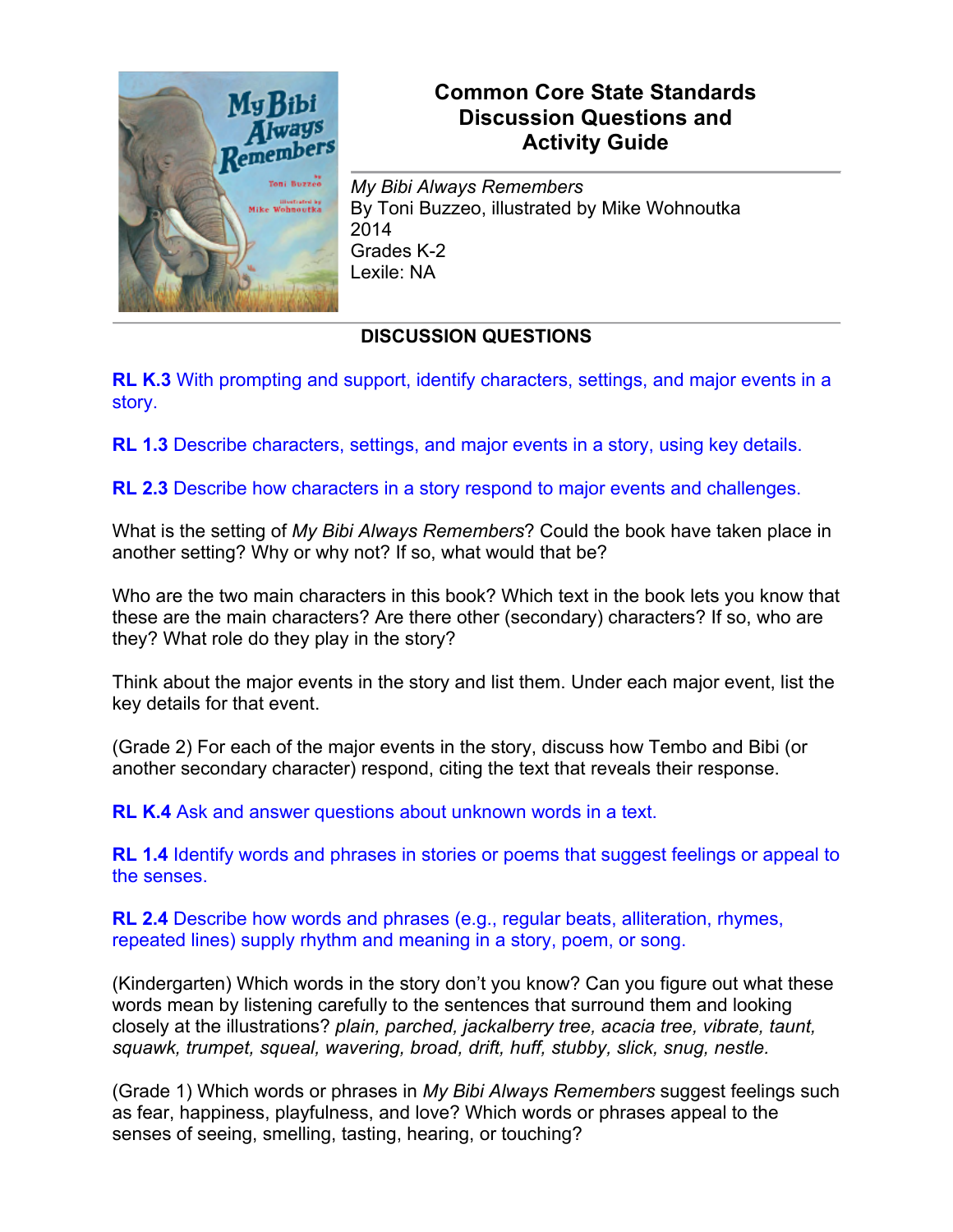# Common Core State Standards Discussion Questions and Activity Guide

*My Bibi Always Remembers*
By Toni Buzzeo, illustrated by Mike Wohnoutka
2014
Grades K-2
Lexile: NA

## DISCUSSION QUESTIONS

**RL K.3** With prompting and support, identify characters, settings, and major events in a story.

**RL 1.3** Describe characters, settings, and major events in a story, using key details.

**RL 2.3** Describe how characters in a story respond to major events and challenges.

What is the setting of *My Bibi Always Remembers*? Could the book have taken place in another setting? Why or why not? If so, what would that be?

Who are the two main characters in this book? Which text in the book lets you know that these are the main characters? Are there other (secondary) characters? If so, who are they? What role do they play in the story?

Think about the major events in the story and list them. Under each major event, list the key details for that event.

(Grade 2) For each of the major events in the story, discuss how Tembo and Bibi (or another secondary character) respond, citing the text that reveals their response.

**RL K.4** Ask and answer questions about unknown words in a text.

**RL 1.4** Identify words and phrases in stories or poems that suggest feelings or appeal to the senses.

**RL 2.4** Describe how words and phrases (e.g., regular beats, alliteration, rhymes, repeated lines) supply rhythm and meaning in a story, poem, or song.

(Kindergarten) Which words in the story don't you know? Can you figure out what these words mean by listening carefully to the sentences that surround them and looking closely at the illustrations? *plain, parched, jackalberry tree, acacia tree, vibrate, taunt, squawk, trumpet, squeal, wavering, broad, drift, huff, stubby, slick, snug, nestle.*

(Grade 1) Which words or phrases in *My Bibi Always Remembers* suggest feelings such as fear, happiness, playfulness, and love? Which words or phrases appeal to the senses of seeing, smelling, tasting, hearing, or touching?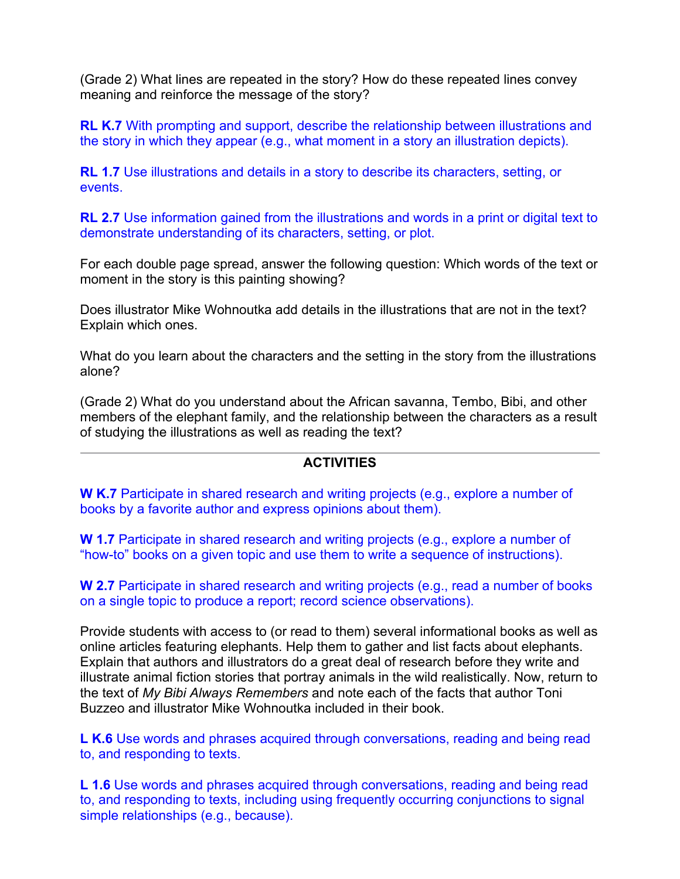(Grade 2) What lines are repeated in the story? How do these repeated lines convey meaning and reinforce the message of the story?

**RL K.7** With prompting and support, describe the relationship between illustrations and the story in which they appear (e.g., what moment in a story an illustration depicts).

**RL 1.7** Use illustrations and details in a story to describe its characters, setting, or events.

**RL 2.7** Use information gained from the illustrations and words in a print or digital text to demonstrate understanding of its characters, setting, or plot.

For each double page spread, answer the following question: Which words of the text or moment in the story is this painting showing?

Does illustrator Mike Wohnoutka add details in the illustrations that are not in the text? Explain which ones.

What do you learn about the characters and the setting in the story from the illustrations alone?

(Grade 2) What do you understand about the African savanna, Tembo, Bibi, and other members of the elephant family, and the relationship between the characters as a result of studying the illustrations as well as reading the text?

---

## ACTIVITIES

**W K.7** Participate in shared research and writing projects (e.g., explore a number of books by a favorite author and express opinions about them).

**W 1.7** Participate in shared research and writing projects (e.g., explore a number of "how-to" books on a given topic and use them to write a sequence of instructions).

**W 2.7** Participate in shared research and writing projects (e.g., read a number of books on a single topic to produce a report; record science observations).

Provide students with access to (or read to them) several informational books as well as online articles featuring elephants. Help them to gather and list facts about elephants. Explain that authors and illustrators do a great deal of research before they write and illustrate animal fiction stories that portray animals in the wild realistically. Now, return to the text of *My Bibi Always Remembers* and note each of the facts that author Toni Buzzeo and illustrator Mike Wohnoutka included in their book.

**L K.6** Use words and phrases acquired through conversations, reading and being read to, and responding to texts.

**L 1.6** Use words and phrases acquired through conversations, reading and being read to, and responding to texts, including using frequently occurring conjunctions to signal simple relationships (e.g., because).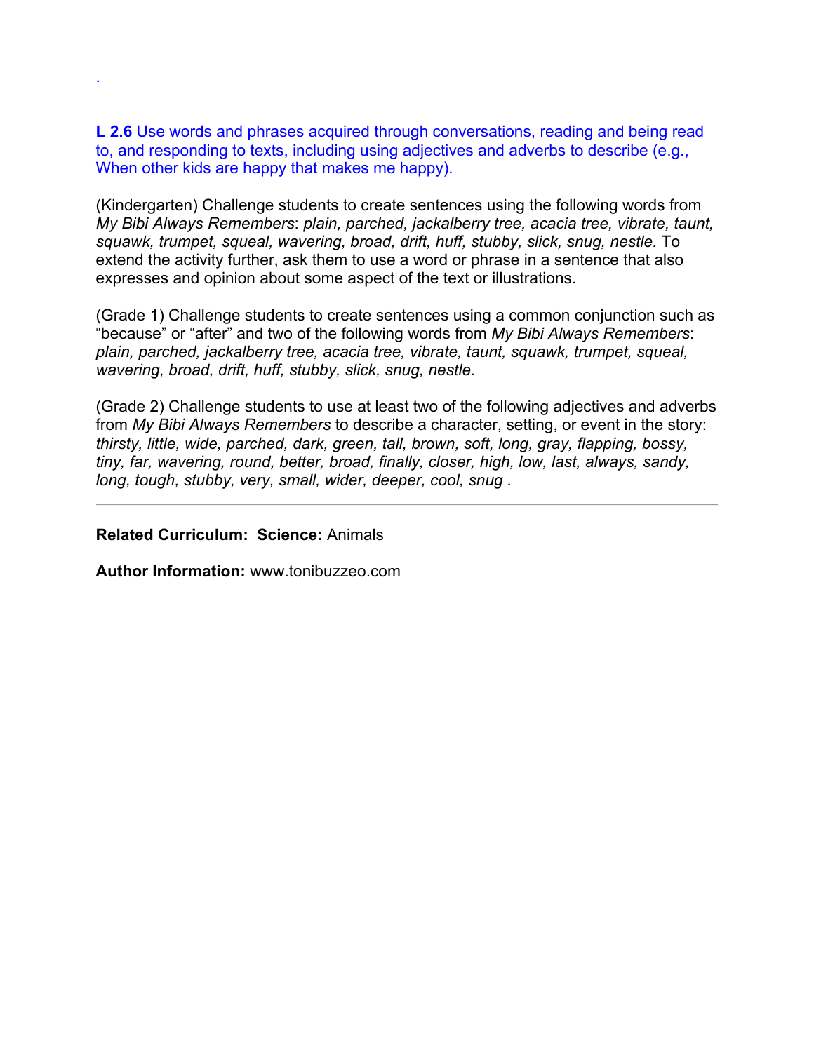.

**L 2.6** Use words and phrases acquired through conversations, reading and being read to, and responding to texts, including using adjectives and adverbs to describe (e.g., When other kids are happy that makes me happy).

(Kindergarten) Challenge students to create sentences using the following words from *My Bibi Always Remembers*: *plain, parched, jackalberry tree, acacia tree, vibrate, taunt, squawk, trumpet, squeal, wavering, broad, drift, huff, stubby, slick, snug, nestle.* To extend the activity further, ask them to use a word or phrase in a sentence that also expresses and opinion about some aspect of the text or illustrations.

(Grade 1) Challenge students to create sentences using a common conjunction such as "because" or "after" and two of the following words from *My Bibi Always Remembers*: *plain, parched, jackalberry tree, acacia tree, vibrate, taunt, squawk, trumpet, squeal, wavering, broad, drift, huff, stubby, slick, snug, nestle.*

(Grade 2) Challenge students to use at least two of the following adjectives and adverbs from *My Bibi Always Remembers* to describe a character, setting, or event in the story: *thirsty, little, wide, parched, dark, green, tall, brown, soft, long, gray, flapping, bossy, tiny, far, wavering, round, better, broad, finally, closer, high, low, last, always, sandy, long, tough, stubby, very, small, wider, deeper, cool, snug .*

---

**Related Curriculum: Science:** Animals

**Author Information:** www.tonibuzzeo.com